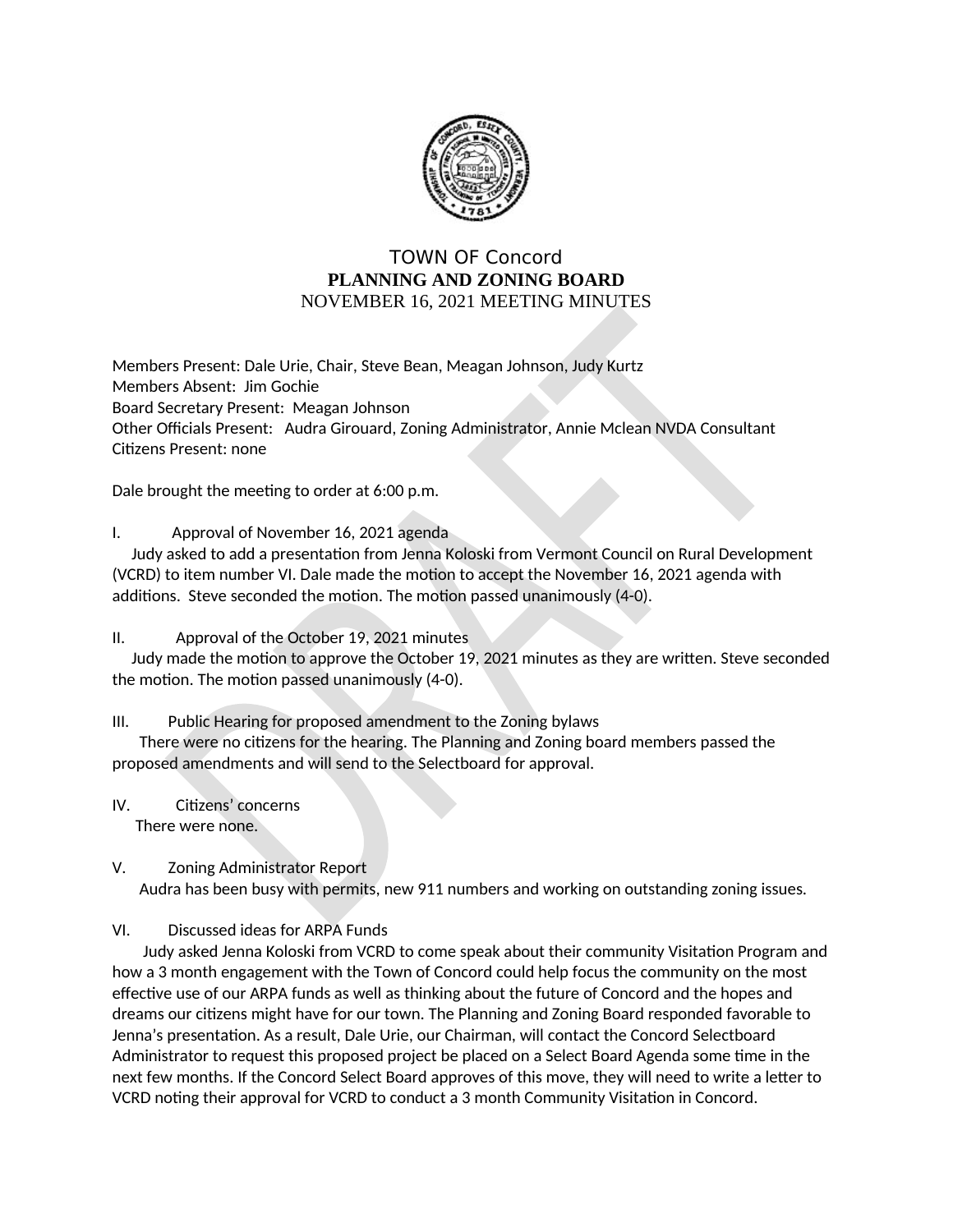# TOWN OF Concord

## PLANNING AND ZONING BOARD

NOVEMBER 16, 2021 MEETING MINUTES

Members Present: Dale Urie, Chair, Steve Bean, Meagan Johnson, Judy Kurtz
Members Absent: Jim Gochie
Board Secretary Present: Meagan Johnson
Other Officials Present: Audra Girouard, Zoning Administrator, Annie Mclean NVDA Consultant
Citizens Present: none

Dale brought the meeting to order at 6:00 p.m.

I. Approval of November 16, 2021 agenda

Judy asked to add a presentation from Jenna Koloski from Vermont Council on Rural Development (VCRD) to item number VI. Dale made the motion to accept the November 16, 2021 agenda with additions. Steve seconded the motion. The motion passed unanimously (4-0).

II. Approval of the October 19, 2021 minutes

Judy made the motion to approve the October 19, 2021 minutes as they are written. Steve seconded the motion. The motion passed unanimously (4-0).

III. Public Hearing for proposed amendment to the Zoning bylaws

There were no citizens for the hearing. The Planning and Zoning board members passed the proposed amendments and will send to the Selectboard for approval.

IV. Citizens' concerns

There were none.

V. Zoning Administrator Report

Audra has been busy with permits, new 911 numbers and working on outstanding zoning issues.

VI. Discussed ideas for ARPA Funds

Judy asked Jenna Koloski from VCRD to come speak about their community Visitation Program and how a 3 month engagement with the Town of Concord could help focus the community on the most effective use of our ARPA funds as well as thinking about the future of Concord and the hopes and dreams our citizens might have for our town. The Planning and Zoning Board responded favorable to Jenna's presentation. As a result, Dale Urie, our Chairman, will contact the Concord Selectboard Administrator to request this proposed project be placed on a Select Board Agenda some time in the next few months. If the Concord Select Board approves of this move, they will need to write a letter to VCRD noting their approval for VCRD to conduct a 3 month Community Visitation in Concord.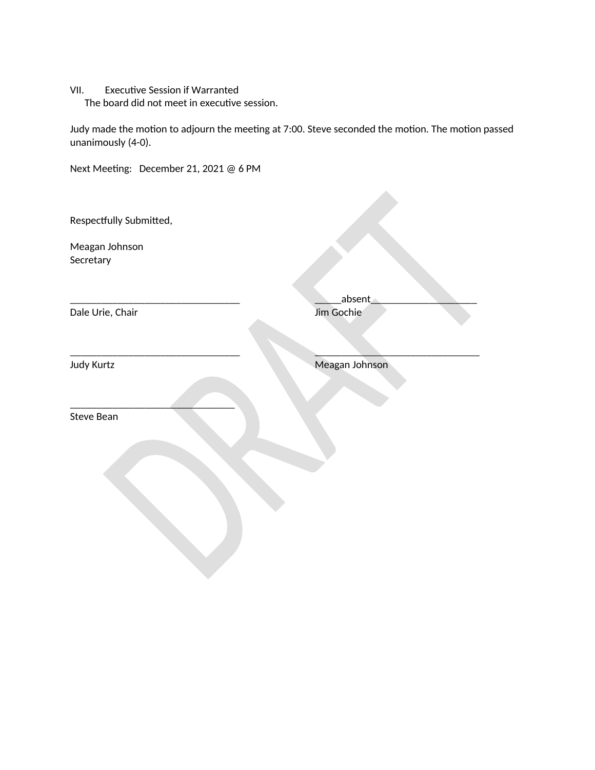VII. Executive Session if Warranted

The board did not meet in executive session.

Judy made the motion to adjourn the meeting at 7:00. Steve seconded the motion. The motion passed unanimously (4-0).

Next Meeting: December 21, 2021 @ 6 PM

Respectfully Submitted,

Meagan Johnson
Secretary

_________________________________
Dale Urie, Chair

_____absent____________________
Jim Gochie

_________________________________
Judy Kurtz

________________________________
Meagan Johnson

________________________________
Steve Bean

DRAFT